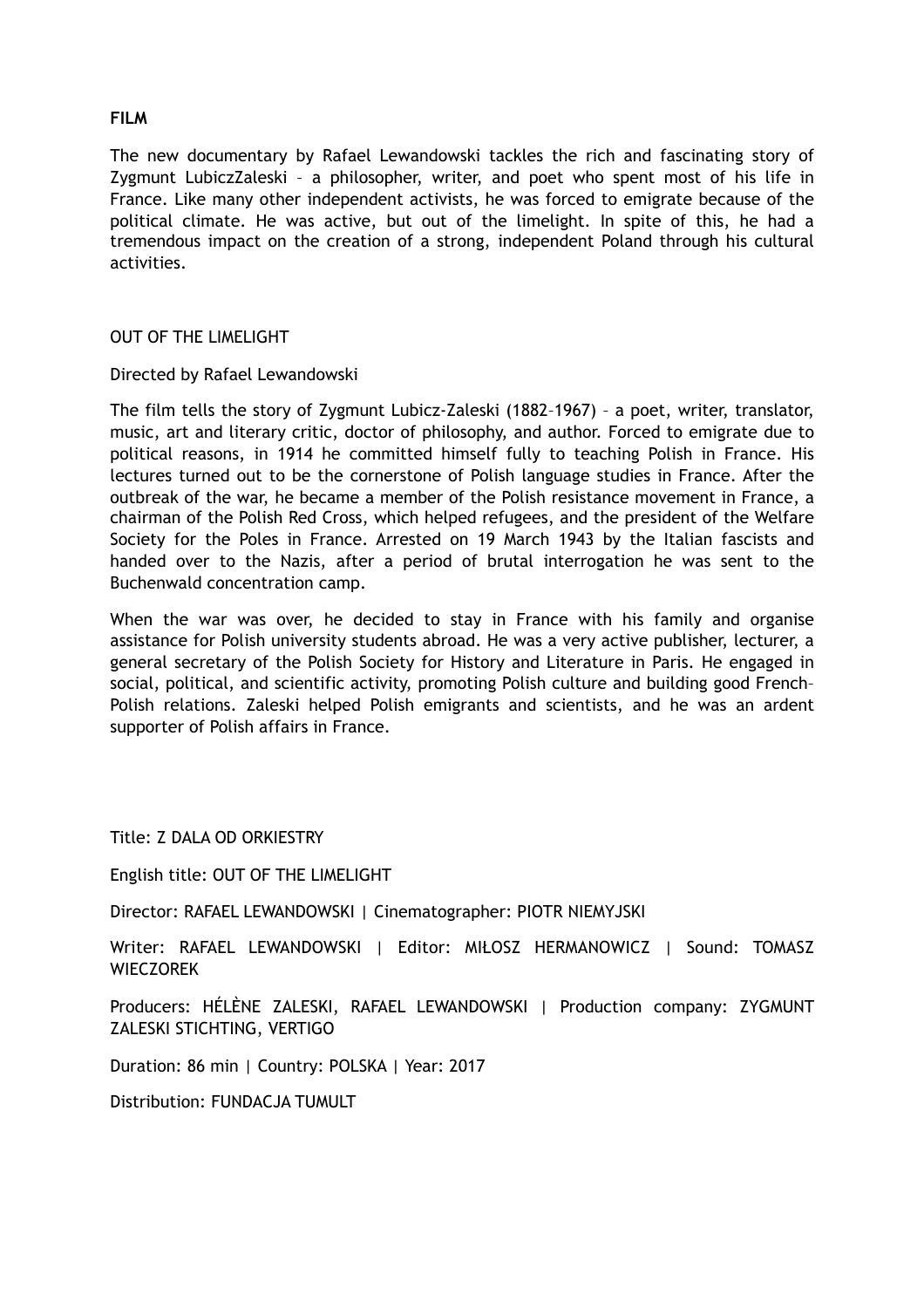**FILM**

The new documentary by Rafael Lewandowski tackles the rich and fascinating story of Zygmunt LubiczZaleski – a philosopher, writer, and poet who spent most of his life in France. Like many other independent activists, he was forced to emigrate because of the political climate. He was active, but out of the limelight. In spite of this, he had a tremendous impact on the creation of a strong, independent Poland through his cultural activities.

OUT OF THE LIMELIGHT

Directed by Rafael Lewandowski

The film tells the story of Zygmunt Lubicz-Zaleski (1882–1967) – a poet, writer, translator, music, art and literary critic, doctor of philosophy, and author. Forced to emigrate due to political reasons, in 1914 he committed himself fully to teaching Polish in France. His lectures turned out to be the cornerstone of Polish language studies in France. After the outbreak of the war, he became a member of the Polish resistance movement in France, a chairman of the Polish Red Cross, which helped refugees, and the president of the Welfare Society for the Poles in France. Arrested on 19 March 1943 by the Italian fascists and handed over to the Nazis, after a period of brutal interrogation he was sent to the Buchenwald concentration camp.

When the war was over, he decided to stay in France with his family and organise assistance for Polish university students abroad. He was a very active publisher, lecturer, a general secretary of the Polish Society for History and Literature in Paris. He engaged in social, political, and scientific activity, promoting Polish culture and building good French–Polish relations. Zaleski helped Polish emigrants and scientists, and he was an ardent supporter of Polish affairs in France.

Title: Z DALA OD ORKIESTRY

English title: OUT OF THE LIMELIGHT

Director: RAFAEL LEWANDOWSKI | Cinematographer: PIOTR NIEMYJSKI

Writer: RAFAEL LEWANDOWSKI | Editor: MIŁOSZ HERMANOWICZ | Sound: TOMASZ WIECZOREK

Producers: HÉLÈNE ZALESKI, RAFAEL LEWANDOWSKI | Production company: ZYGMUNT ZALESKI STICHTING, VERTIGO

Duration: 86 min | Country: POLSKA | Year: 2017

Distribution: FUNDACJA TUMULT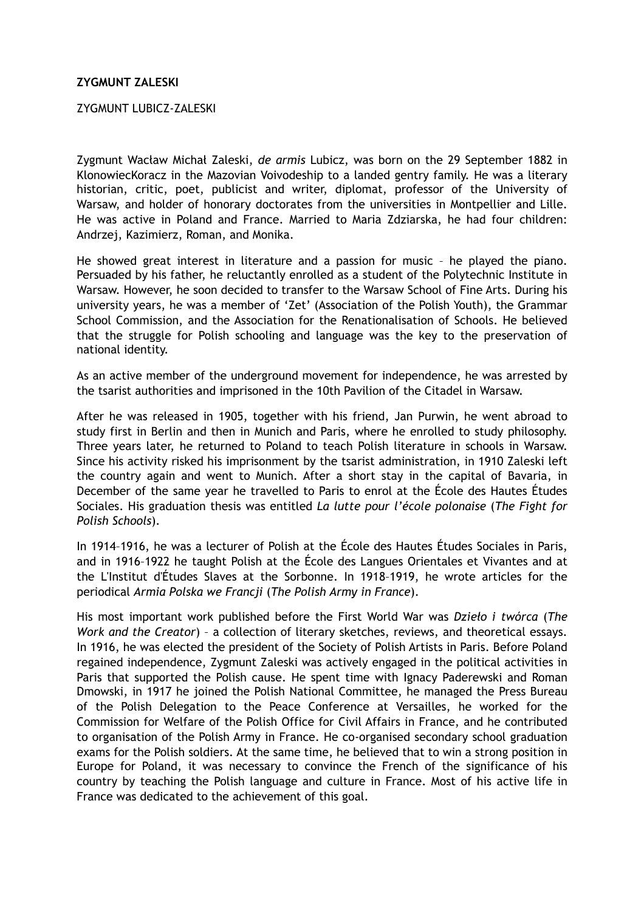**ZYGMUNT ZALESKI**

ZYGMUNT LUBICZ-ZALESKI

Zygmunt Wacław Michał Zaleski, *de armis* Lubicz, was born on the 29 September 1882 in KlonowiecKoracz in the Mazovian Voivodeship to a landed gentry family. He was a literary historian, critic, poet, publicist and writer, diplomat, professor of the University of Warsaw, and holder of honorary doctorates from the universities in Montpellier and Lille. He was active in Poland and France. Married to Maria Zdziarska, he had four children: Andrzej, Kazimierz, Roman, and Monika.

He showed great interest in literature and a passion for music – he played the piano. Persuaded by his father, he reluctantly enrolled as a student of the Polytechnic Institute in Warsaw. However, he soon decided to transfer to the Warsaw School of Fine Arts. During his university years, he was a member of 'Zet' (Association of the Polish Youth), the Grammar School Commission, and the Association for the Renationalisation of Schools. He believed that the struggle for Polish schooling and language was the key to the preservation of national identity.

As an active member of the underground movement for independence, he was arrested by the tsarist authorities and imprisoned in the 10th Pavilion of the Citadel in Warsaw.

After he was released in 1905, together with his friend, Jan Purwin, he went abroad to study first in Berlin and then in Munich and Paris, where he enrolled to study philosophy. Three years later, he returned to Poland to teach Polish literature in schools in Warsaw. Since his activity risked his imprisonment by the tsarist administration, in 1910 Zaleski left the country again and went to Munich. After a short stay in the capital of Bavaria, in December of the same year he travelled to Paris to enrol at the École des Hautes Études Sociales. His graduation thesis was entitled *La lutte pour l'école polonaise* (*The Fight for Polish Schools*).

In 1914–1916, he was a lecturer of Polish at the École des Hautes Études Sociales in Paris, and in 1916–1922 he taught Polish at the École des Langues Orientales et Vivantes and at the L'Institut d'Études Slaves at the Sorbonne. In 1918–1919, he wrote articles for the periodical *Armia Polska we Francji* (*The Polish Army in France*).

His most important work published before the First World War was *Dzieło i twórca* (*The Work and the Creator*) – a collection of literary sketches, reviews, and theoretical essays. In 1916, he was elected the president of the Society of Polish Artists in Paris. Before Poland regained independence, Zygmunt Zaleski was actively engaged in the political activities in Paris that supported the Polish cause. He spent time with Ignacy Paderewski and Roman Dmowski, in 1917 he joined the Polish National Committee, he managed the Press Bureau of the Polish Delegation to the Peace Conference at Versailles, he worked for the Commission for Welfare of the Polish Office for Civil Affairs in France, and he contributed to organisation of the Polish Army in France. He co-organised secondary school graduation exams for the Polish soldiers. At the same time, he believed that to win a strong position in Europe for Poland, it was necessary to convince the French of the significance of his country by teaching the Polish language and culture in France. Most of his active life in France was dedicated to the achievement of this goal.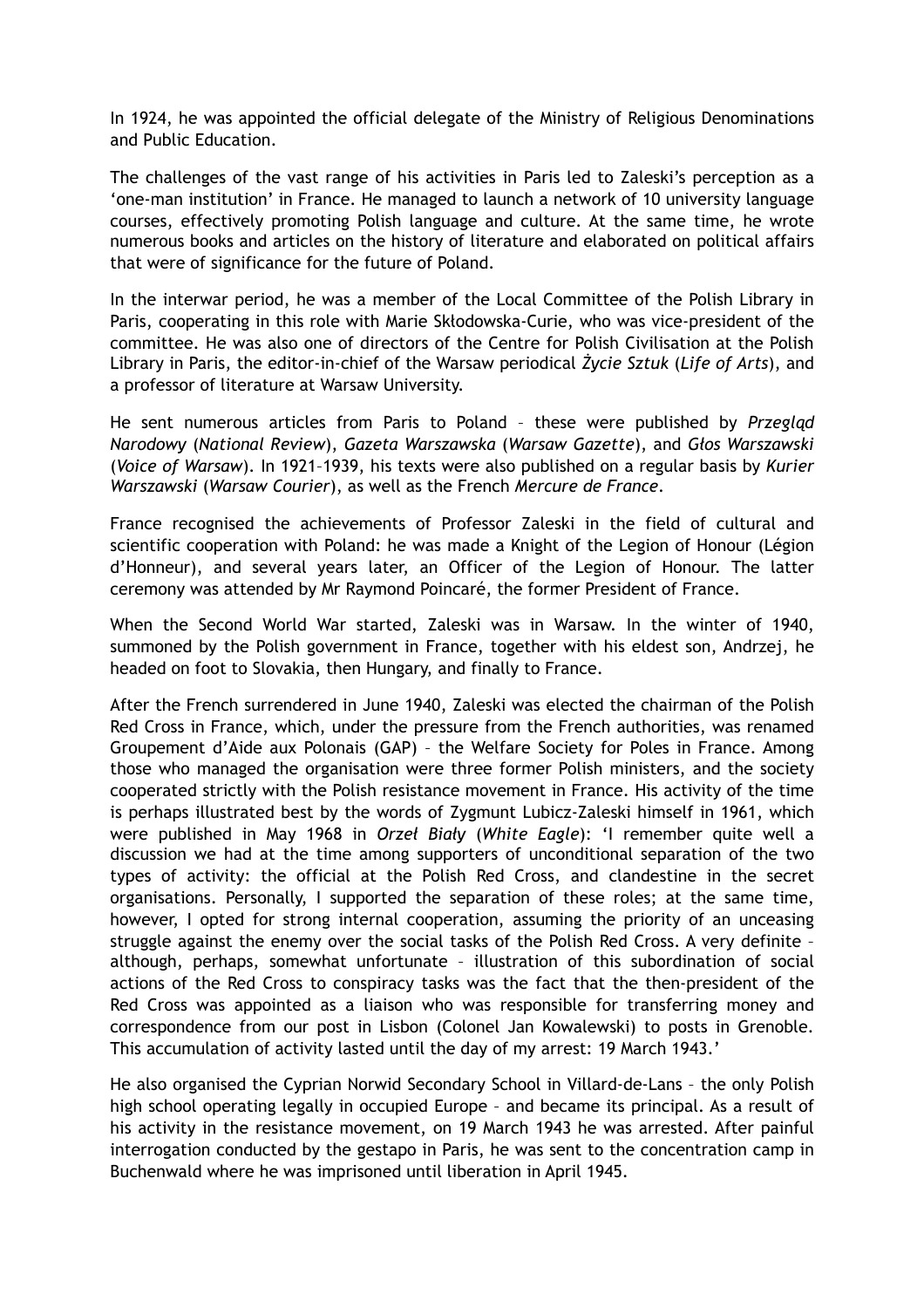In 1924, he was appointed the official delegate of the Ministry of Religious Denominations and Public Education.

The challenges of the vast range of his activities in Paris led to Zaleski's perception as a 'one-man institution' in France. He managed to launch a network of 10 university language courses, effectively promoting Polish language and culture. At the same time, he wrote numerous books and articles on the history of literature and elaborated on political affairs that were of significance for the future of Poland.

In the interwar period, he was a member of the Local Committee of the Polish Library in Paris, cooperating in this role with Marie Skłodowska-Curie, who was vice-president of the committee. He was also one of directors of the Centre for Polish Civilisation at the Polish Library in Paris, the editor-in-chief of the Warsaw periodical *Życie Sztuk* (*Life of Arts*), and a professor of literature at Warsaw University.

He sent numerous articles from Paris to Poland – these were published by *Przegląd Narodowy* (*National Review*), *Gazeta Warszawska* (*Warsaw Gazette*), and *Głos Warszawski* (*Voice of Warsaw*). In 1921–1939, his texts were also published on a regular basis by *Kurier Warszawski* (*Warsaw Courier*), as well as the French *Mercure de France*.

France recognised the achievements of Professor Zaleski in the field of cultural and scientific cooperation with Poland: he was made a Knight of the Legion of Honour (Légion d'Honneur), and several years later, an Officer of the Legion of Honour. The latter ceremony was attended by Mr Raymond Poincaré, the former President of France.

When the Second World War started, Zaleski was in Warsaw. In the winter of 1940, summoned by the Polish government in France, together with his eldest son, Andrzej, he headed on foot to Slovakia, then Hungary, and finally to France.

After the French surrendered in June 1940, Zaleski was elected the chairman of the Polish Red Cross in France, which, under the pressure from the French authorities, was renamed Groupement d'Aide aux Polonais (GAP) – the Welfare Society for Poles in France. Among those who managed the organisation were three former Polish ministers, and the society cooperated strictly with the Polish resistance movement in France. His activity of the time is perhaps illustrated best by the words of Zygmunt Lubicz-Zaleski himself in 1961, which were published in May 1968 in *Orzeł Biały* (*White Eagle*): 'I remember quite well a discussion we had at the time among supporters of unconditional separation of the two types of activity: the official at the Polish Red Cross, and clandestine in the secret organisations. Personally, I supported the separation of these roles; at the same time, however, I opted for strong internal cooperation, assuming the priority of an unceasing struggle against the enemy over the social tasks of the Polish Red Cross. A very definite – although, perhaps, somewhat unfortunate – illustration of this subordination of social actions of the Red Cross to conspiracy tasks was the fact that the then-president of the Red Cross was appointed as a liaison who was responsible for transferring money and correspondence from our post in Lisbon (Colonel Jan Kowalewski) to posts in Grenoble. This accumulation of activity lasted until the day of my arrest: 19 March 1943.'

He also organised the Cyprian Norwid Secondary School in Villard-de-Lans – the only Polish high school operating legally in occupied Europe – and became its principal. As a result of his activity in the resistance movement, on 19 March 1943 he was arrested. After painful interrogation conducted by the gestapo in Paris, he was sent to the concentration camp in Buchenwald where he was imprisoned until liberation in April 1945.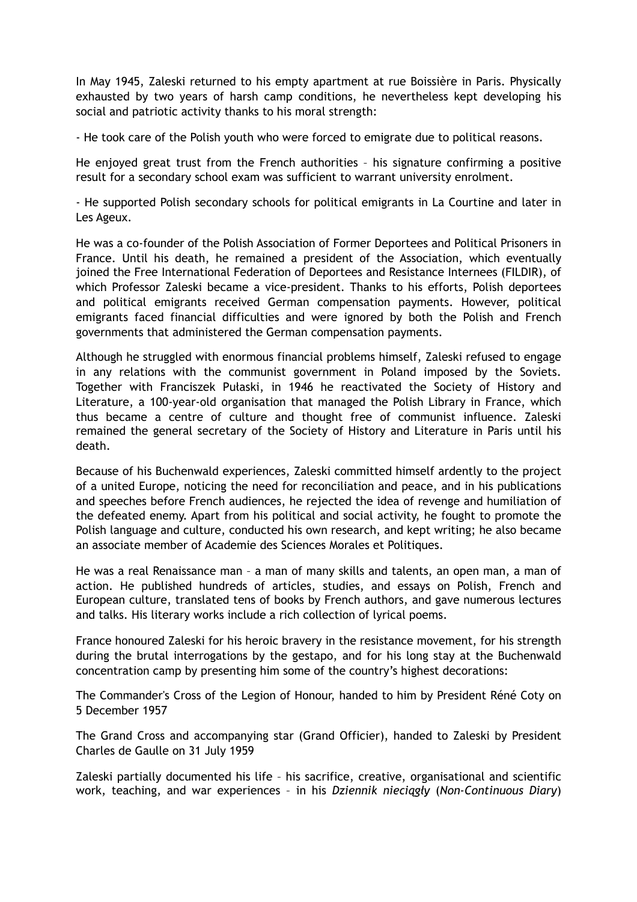In May 1945, Zaleski returned to his empty apartment at rue Boissière in Paris. Physically exhausted by two years of harsh camp conditions, he nevertheless kept developing his social and patriotic activity thanks to his moral strength:

- He took care of the Polish youth who were forced to emigrate due to political reasons.

He enjoyed great trust from the French authorities – his signature confirming a positive result for a secondary school exam was sufficient to warrant university enrolment.

- He supported Polish secondary schools for political emigrants in La Courtine and later in Les Ageux.

He was a co-founder of the Polish Association of Former Deportees and Political Prisoners in France. Until his death, he remained a president of the Association, which eventually joined the Free International Federation of Deportees and Resistance Internees (FILDIR), of which Professor Zaleski became a vice-president. Thanks to his efforts, Polish deportees and political emigrants received German compensation payments. However, political emigrants faced financial difficulties and were ignored by both the Polish and French governments that administered the German compensation payments.

Although he struggled with enormous financial problems himself, Zaleski refused to engage in any relations with the communist government in Poland imposed by the Soviets. Together with Franciszek Pułaski, in 1946 he reactivated the Society of History and Literature, a 100-year-old organisation that managed the Polish Library in France, which thus became a centre of culture and thought free of communist influence. Zaleski remained the general secretary of the Society of History and Literature in Paris until his death.

Because of his Buchenwald experiences, Zaleski committed himself ardently to the project of a united Europe, noticing the need for reconciliation and peace, and in his publications and speeches before French audiences, he rejected the idea of revenge and humiliation of the defeated enemy. Apart from his political and social activity, he fought to promote the Polish language and culture, conducted his own research, and kept writing; he also became an associate member of Academie des Sciences Morales et Politiques.

He was a real Renaissance man – a man of many skills and talents, an open man, a man of action. He published hundreds of articles, studies, and essays on Polish, French and European culture, translated tens of books by French authors, and gave numerous lectures and talks. His literary works include a rich collection of lyrical poems.

France honoured Zaleski for his heroic bravery in the resistance movement, for his strength during the brutal interrogations by the gestapo, and for his long stay at the Buchenwald concentration camp by presenting him some of the country's highest decorations:

The Commander's Cross of the Legion of Honour, handed to him by President Réné Coty on 5 December 1957

The Grand Cross and accompanying star (Grand Officier), handed to Zaleski by President Charles de Gaulle on 31 July 1959

Zaleski partially documented his life – his sacrifice, creative, organisational and scientific work, teaching, and war experiences – in his *Dziennik nieciągły* (*Non-Continuous Diary*)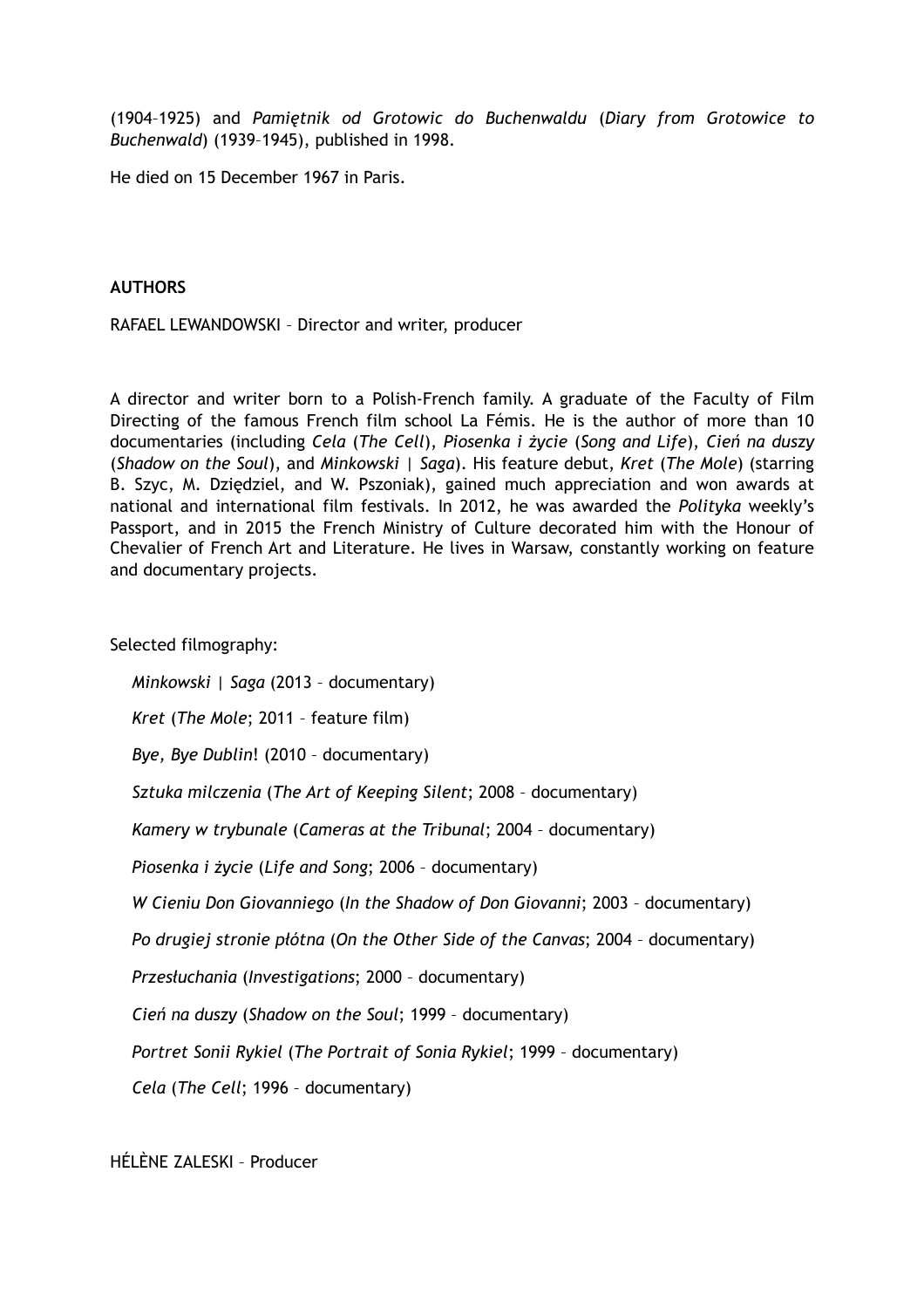(1904–1925) and *Pamiętnik od Grotowic do Buchenwaldu* (*Diary from Grotowice to Buchenwald*) (1939–1945), published in 1998.

He died on 15 December 1967 in Paris.

**AUTHORS**

RAFAEL LEWANDOWSKI – Director and writer, producer

A director and writer born to a Polish-French family. A graduate of the Faculty of Film Directing of the famous French film school La Fémis. He is the author of more than 10 documentaries (including *Cela* (*The Cell*), *Piosenka i życie* (*Song and Life*), *Cień na duszy* (*Shadow on the Soul*), and *Minkowski | Saga*). His feature debut, *Kret* (*The Mole*) (starring B. Szyc, M. Dzię（dziel, and W. Pszoniak), gained much appreciation and won awards at national and international film festivals. In 2012, he was awarded the *Polityka* weekly's Passport, and in 2015 the French Ministry of Culture decorated him with the Honour of Chevalier of French Art and Literature. He lives in Warsaw, constantly working on feature and documentary projects.

Selected filmography:

*Minkowski | Saga* (2013 – documentary)

*Kret* (*The Mole*; 2011 – feature film)

*Bye, Bye Dublin*! (2010 – documentary)

*Sztuka milczenia* (*The Art of Keeping Silent*; 2008 – documentary)

*Kamery w trybunale* (*Cameras at the Tribunal*; 2004 – documentary)

*Piosenka i życie* (*Life and Song*; 2006 – documentary)

*W Cieniu Don Giovanniego* (*In the Shadow of Don Giovanni*; 2003 – documentary)

*Po drugiej stronie płótna* (*On the Other Side of the Canvas*; 2004 – documentary)

*Przesłuchania* (*Investigations*; 2000 – documentary)

*Cień na duszy* (*Shadow on the Soul*; 1999 – documentary)

*Portret Sonii Rykiel* (*The Portrait of Sonia Rykiel*; 1999 – documentary)

*Cela* (*The Cell*; 1996 – documentary)

HÉLÈNE ZALESKI – Producer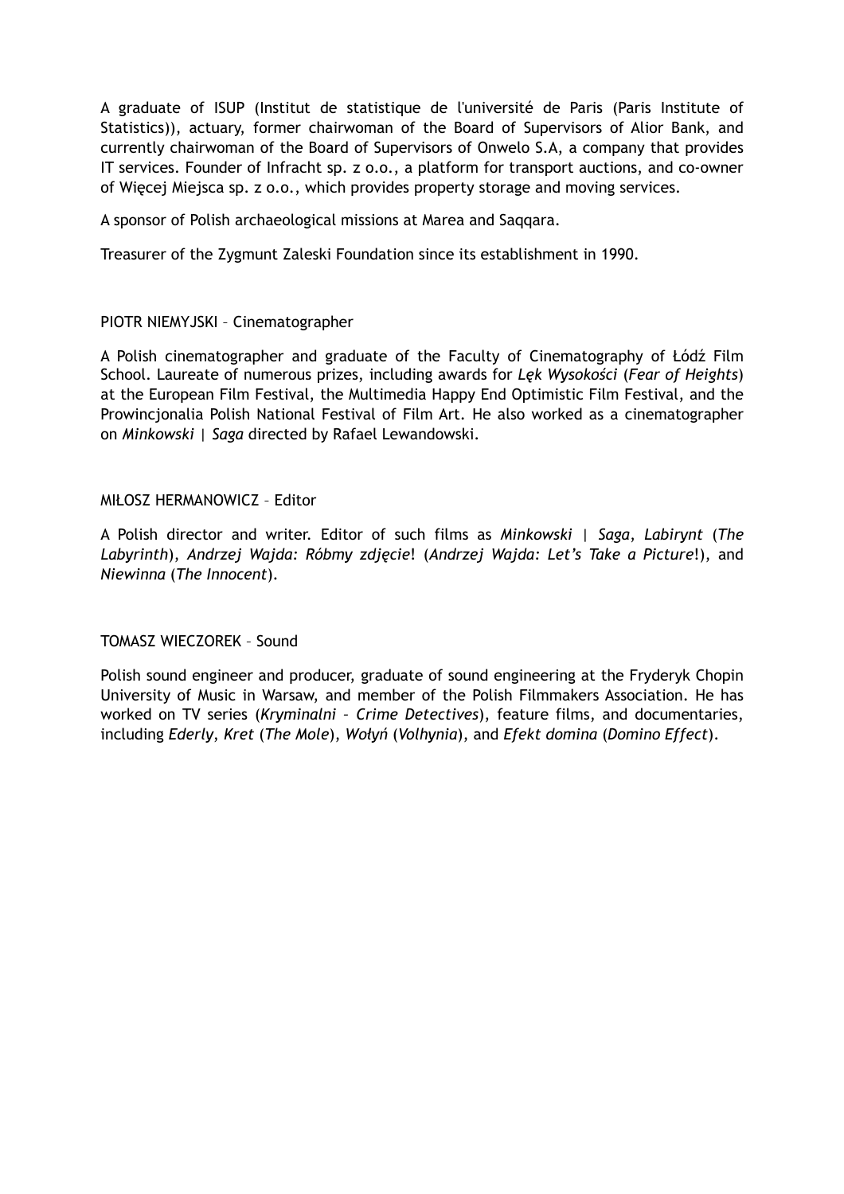A graduate of ISUP (Institut de statistique de l'université de Paris (Paris Institute of Statistics)), actuary, former chairwoman of the Board of Supervisors of Alior Bank, and currently chairwoman of the Board of Supervisors of Onwelo S.A, a company that provides IT services. Founder of Infracht sp. z o.o., a platform for transport auctions, and co-owner of Więcej Miejsca sp. z o.o., which provides property storage and moving services.

A sponsor of Polish archaeological missions at Marea and Saqqara.

Treasurer of the Zygmunt Zaleski Foundation since its establishment in 1990.

PIOTR NIEMYJSKI – Cinematographer

A Polish cinematographer and graduate of the Faculty of Cinematography of Łódź Film School. Laureate of numerous prizes, including awards for *Lęk Wysokości* (*Fear of Heights*) at the European Film Festival, the Multimedia Happy End Optimistic Film Festival, and the Prowincjonalia Polish National Festival of Film Art. He also worked as a cinematographer on *Minkowski | Saga* directed by Rafael Lewandowski.

MIŁOSZ HERMANOWICZ – Editor

A Polish director and writer. Editor of such films as *Minkowski | Saga*, *Labirynt* (*The Labyrinth*), *Andrzej Wajda: Róbmy zdjęcie*! (*Andrzej Wajda: Let's Take a Picture*!), and *Niewinna* (*The Innocent*).

TOMASZ WIECZOREK – Sound

Polish sound engineer and producer, graduate of sound engineering at the Fryderyk Chopin University of Music in Warsaw, and member of the Polish Filmmakers Association. He has worked on TV series (*Kryminalni – Crime Detectives*), feature films, and documentaries, including *Ederly*, *Kret* (*The Mole*), *Wołyń* (*Volhynia*), and *Efekt domina* (*Domino Effect*).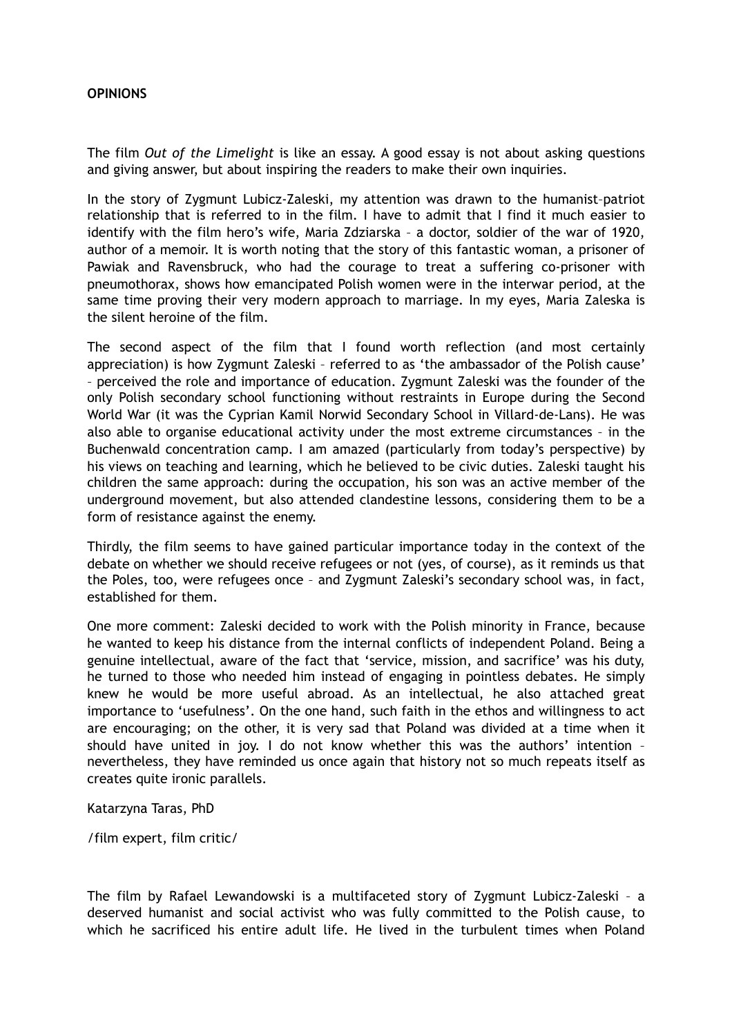**OPINIONS**

The film *Out of the Limelight* is like an essay. A good essay is not about asking questions and giving answer, but about inspiring the readers to make their own inquiries.

In the story of Zygmunt Lubicz-Zaleski, my attention was drawn to the humanist–patriot relationship that is referred to in the film. I have to admit that I find it much easier to identify with the film hero's wife, Maria Zdziarska – a doctor, soldier of the war of 1920, author of a memoir. It is worth noting that the story of this fantastic woman, a prisoner of Pawiak and Ravensbruck, who had the courage to treat a suffering co-prisoner with pneumothorax, shows how emancipated Polish women were in the interwar period, at the same time proving their very modern approach to marriage. In my eyes, Maria Zaleska is the silent heroine of the film.

The second aspect of the film that I found worth reflection (and most certainly appreciation) is how Zygmunt Zaleski – referred to as 'the ambassador of the Polish cause' – perceived the role and importance of education. Zygmunt Zaleski was the founder of the only Polish secondary school functioning without restraints in Europe during the Second World War (it was the Cyprian Kamil Norwid Secondary School in Villard-de-Lans). He was also able to organise educational activity under the most extreme circumstances – in the Buchenwald concentration camp. I am amazed (particularly from today's perspective) by his views on teaching and learning, which he believed to be civic duties. Zaleski taught his children the same approach: during the occupation, his son was an active member of the underground movement, but also attended clandestine lessons, considering them to be a form of resistance against the enemy.

Thirdly, the film seems to have gained particular importance today in the context of the debate on whether we should receive refugees or not (yes, of course), as it reminds us that the Poles, too, were refugees once – and Zygmunt Zaleski's secondary school was, in fact, established for them.

One more comment: Zaleski decided to work with the Polish minority in France, because he wanted to keep his distance from the internal conflicts of independent Poland. Being a genuine intellectual, aware of the fact that 'service, mission, and sacrifice' was his duty, he turned to those who needed him instead of engaging in pointless debates. He simply knew he would be more useful abroad. As an intellectual, he also attached great importance to 'usefulness'. On the one hand, such faith in the ethos and willingness to act are encouraging; on the other, it is very sad that Poland was divided at a time when it should have united in joy. I do not know whether this was the authors' intention – nevertheless, they have reminded us once again that history not so much repeats itself as creates quite ironic parallels.

Katarzyna Taras, PhD

/film expert, film critic/

The film by Rafael Lewandowski is a multifaceted story of Zygmunt Lubicz-Zaleski – a deserved humanist and social activist who was fully committed to the Polish cause, to which he sacrificed his entire adult life. He lived in the turbulent times when Poland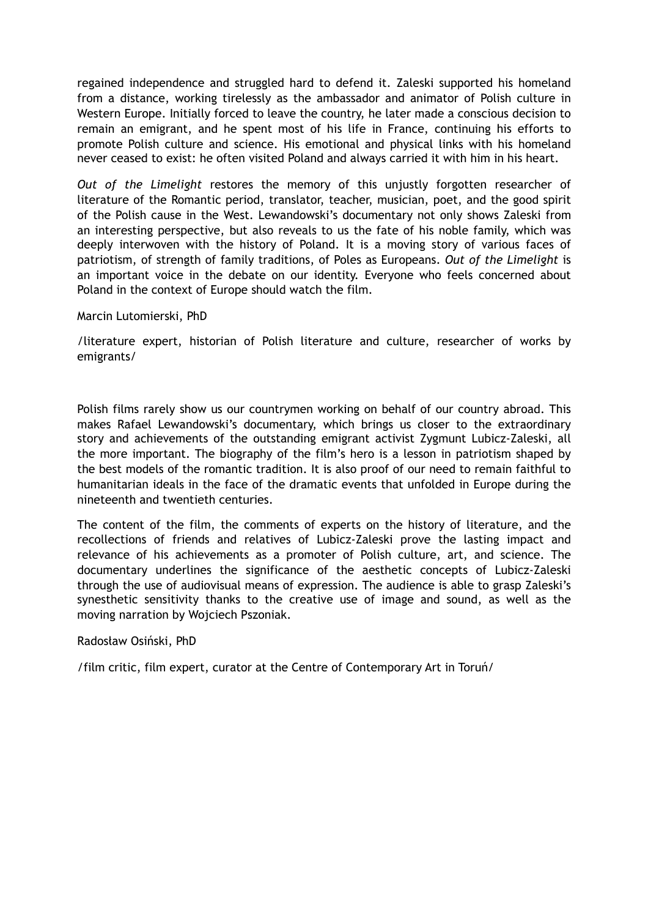regained independence and struggled hard to defend it. Zaleski supported his homeland from a distance, working tirelessly as the ambassador and animator of Polish culture in Western Europe. Initially forced to leave the country, he later made a conscious decision to remain an emigrant, and he spent most of his life in France, continuing his efforts to promote Polish culture and science. His emotional and physical links with his homeland never ceased to exist: he often visited Poland and always carried it with him in his heart.

*Out of the Limelight* restores the memory of this unjustly forgotten researcher of literature of the Romantic period, translator, teacher, musician, poet, and the good spirit of the Polish cause in the West. Lewandowski's documentary not only shows Zaleski from an interesting perspective, but also reveals to us the fate of his noble family, which was deeply interwoven with the history of Poland. It is a moving story of various faces of patriotism, of strength of family traditions, of Poles as Europeans. *Out of the Limelight* is an important voice in the debate on our identity. Everyone who feels concerned about Poland in the context of Europe should watch the film.

Marcin Lutomierski, PhD

/literature expert, historian of Polish literature and culture, researcher of works by emigrants/

Polish films rarely show us our countrymen working on behalf of our country abroad. This makes Rafael Lewandowski's documentary, which brings us closer to the extraordinary story and achievements of the outstanding emigrant activist Zygmunt Lubicz-Zaleski, all the more important. The biography of the film's hero is a lesson in patriotism shaped by the best models of the romantic tradition. It is also proof of our need to remain faithful to humanitarian ideals in the face of the dramatic events that unfolded in Europe during the nineteenth and twentieth centuries.

The content of the film, the comments of experts on the history of literature, and the recollections of friends and relatives of Lubicz-Zaleski prove the lasting impact and relevance of his achievements as a promoter of Polish culture, art, and science. The documentary underlines the significance of the aesthetic concepts of Lubicz-Zaleski through the use of audiovisual means of expression. The audience is able to grasp Zaleski's synesthetic sensitivity thanks to the creative use of image and sound, as well as the moving narration by Wojciech Pszoniak.

Radosław Osiński, PhD

/film critic, film expert, curator at the Centre of Contemporary Art in Toruń/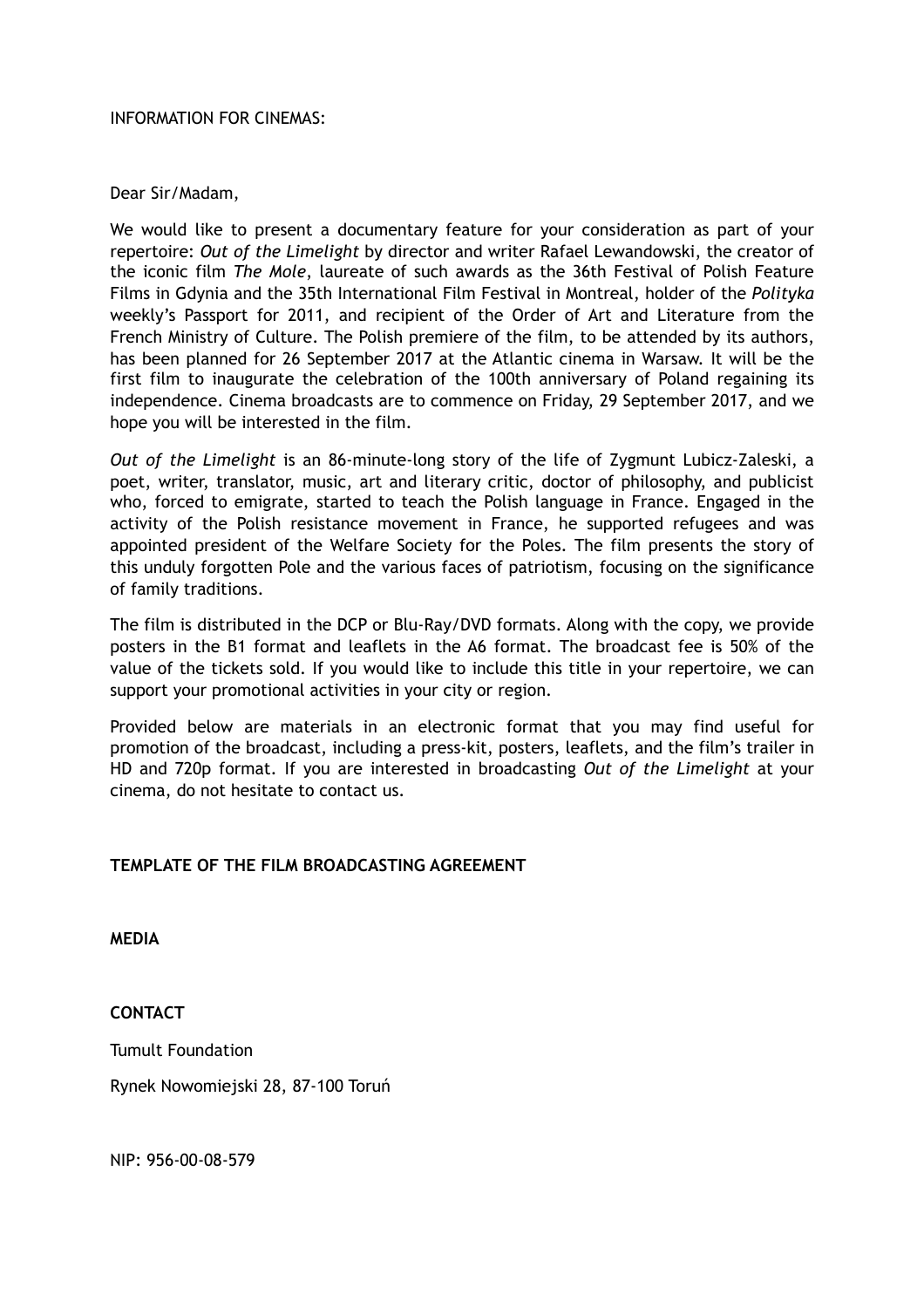INFORMATION FOR CINEMAS:

Dear Sir/Madam,

We would like to present a documentary feature for your consideration as part of your repertoire: *Out of the Limelight* by director and writer Rafael Lewandowski, the creator of the iconic film *The Mole*, laureate of such awards as the 36th Festival of Polish Feature Films in Gdynia and the 35th International Film Festival in Montreal, holder of the *Polityka* weekly's Passport for 2011, and recipient of the Order of Art and Literature from the French Ministry of Culture. The Polish premiere of the film, to be attended by its authors, has been planned for 26 September 2017 at the Atlantic cinema in Warsaw. It will be the first film to inaugurate the celebration of the 100th anniversary of Poland regaining its independence. Cinema broadcasts are to commence on Friday, 29 September 2017, and we hope you will be interested in the film.

*Out of the Limelight* is an 86-minute-long story of the life of Zygmunt Lubicz-Zaleski, a poet, writer, translator, music, art and literary critic, doctor of philosophy, and publicist who, forced to emigrate, started to teach the Polish language in France. Engaged in the activity of the Polish resistance movement in France, he supported refugees and was appointed president of the Welfare Society for the Poles. The film presents the story of this unduly forgotten Pole and the various faces of patriotism, focusing on the significance of family traditions.

The film is distributed in the DCP or Blu-Ray/DVD formats. Along with the copy, we provide posters in the B1 format and leaflets in the A6 format. The broadcast fee is 50% of the value of the tickets sold. If you would like to include this title in your repertoire, we can support your promotional activities in your city or region.

Provided below are materials in an electronic format that you may find useful for promotion of the broadcast, including a press-kit, posters, leaflets, and the film's trailer in HD and 720p format. If you are interested in broadcasting *Out of the Limelight* at your cinema, do not hesitate to contact us.

**TEMPLATE OF THE FILM BROADCASTING AGREEMENT**

**MEDIA**

**CONTACT**

Tumult Foundation

Rynek Nowomiejski 28, 87-100 Toruń

NIP: 956-00-08-579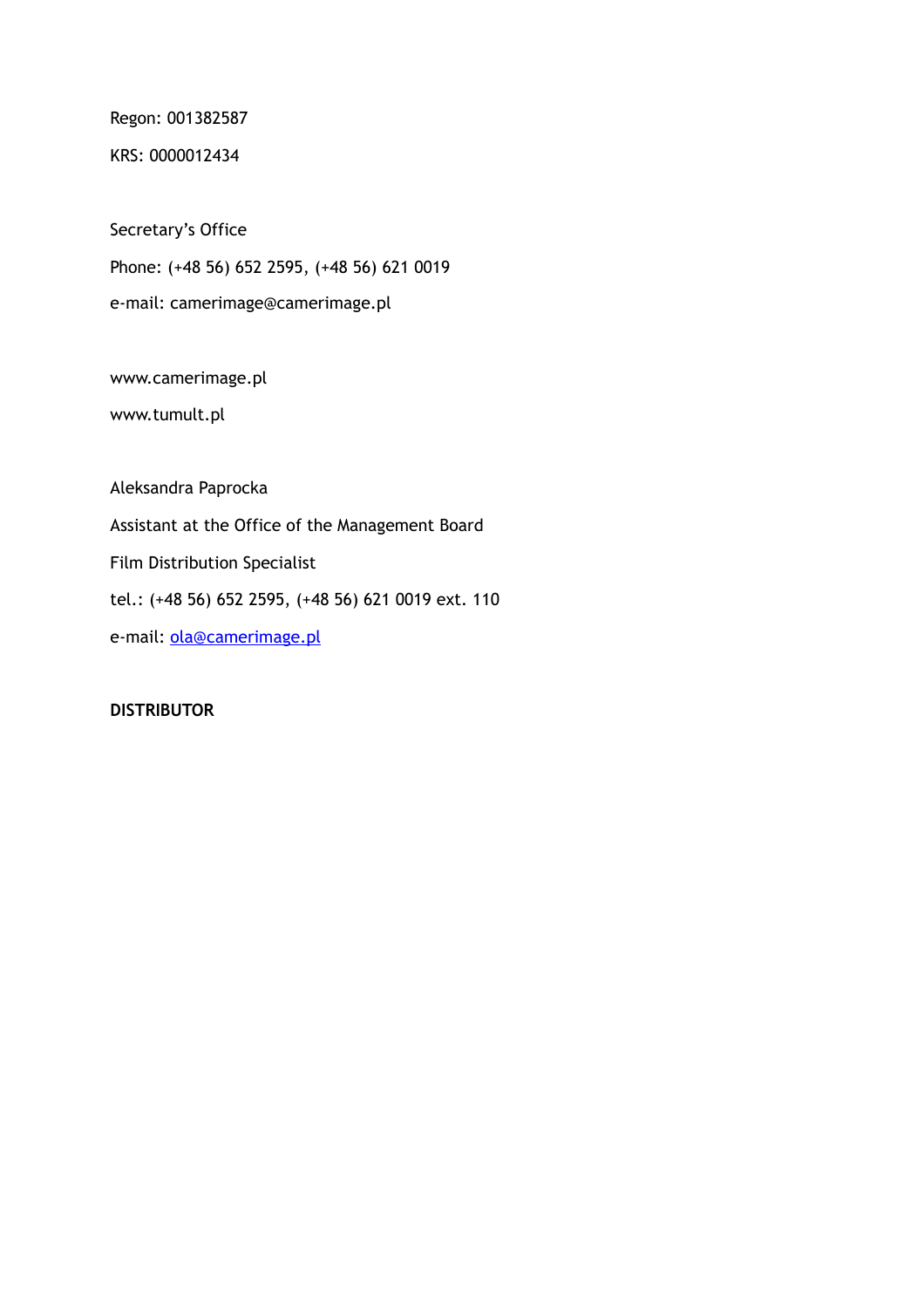Regon: 001382587

KRS: 0000012434

Secretary's Office

Phone: (+48 56) 652 2595, (+48 56) 621 0019

e-mail: camerimage@camerimage.pl

www.camerimage.pl

www.tumult.pl

Aleksandra Paprocka

Assistant at the Office of the Management Board

Film Distribution Specialist

tel.: (+48 56) 652 2595, (+48 56) 621 0019 ext. 110

e-mail: ola@camerimage.pl

**DISTRIBUTOR**